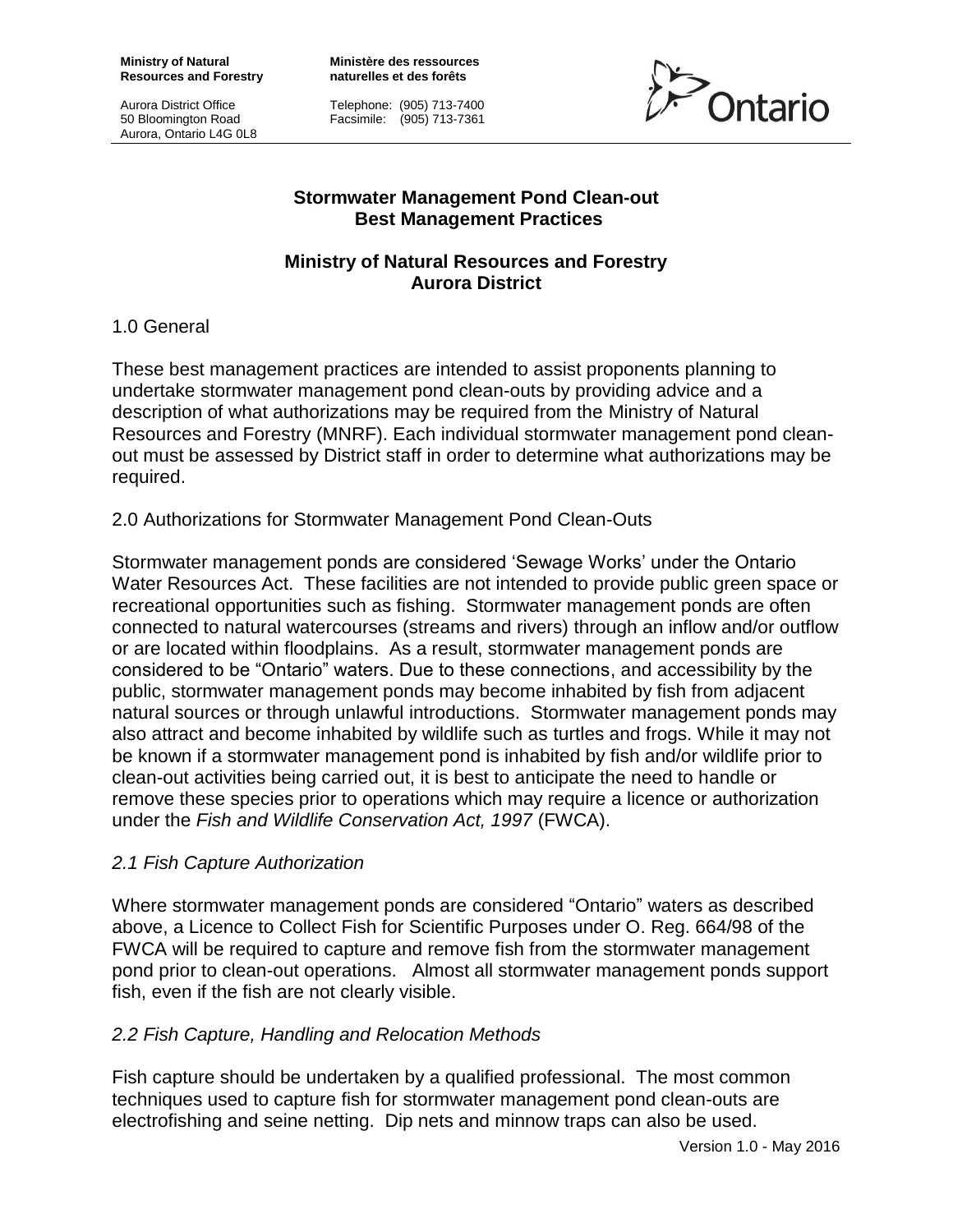**Ministry of Natural Resources and Forestry**

Aurora District Office
50 Bloomington Road
Aurora, Ontario L4G 0L8

**Ministère des ressources naturelles et des forêts**

Telephone: (905) 713-7400
Facsimile: (905) 713-7361

Ontario

## Stormwater Management Pond Clean-out Best Management Practices

## Ministry of Natural Resources and Forestry Aurora District

### 1.0 General

These best management practices are intended to assist proponents planning to undertake stormwater management pond clean-outs by providing advice and a description of what authorizations may be required from the Ministry of Natural Resources and Forestry (MNRF). Each individual stormwater management pond clean-out must be assessed by District staff in order to determine what authorizations may be required.

### 2.0 Authorizations for Stormwater Management Pond Clean-Outs

Stormwater management ponds are considered 'Sewage Works' under the Ontario Water Resources Act. These facilities are not intended to provide public green space or recreational opportunities such as fishing. Stormwater management ponds are often connected to natural watercourses (streams and rivers) through an inflow and/or outflow or are located within floodplains. As a result, stormwater management ponds are considered to be "Ontario" waters. Due to these connections, and accessibility by the public, stormwater management ponds may become inhabited by fish from adjacent natural sources or through unlawful introductions. Stormwater management ponds may also attract and become inhabited by wildlife such as turtles and frogs. While it may not be known if a stormwater management pond is inhabited by fish and/or wildlife prior to clean-out activities being carried out, it is best to anticipate the need to handle or remove these species prior to operations which may require a licence or authorization under the *Fish and Wildlife Conservation Act, 1997* (FWCA).

#### *2.1 Fish Capture Authorization*

Where stormwater management ponds are considered "Ontario" waters as described above, a Licence to Collect Fish for Scientific Purposes under O. Reg. 664/98 of the FWCA will be required to capture and remove fish from the stormwater management pond prior to clean-out operations. Almost all stormwater management ponds support fish, even if the fish are not clearly visible.

#### *2.2 Fish Capture, Handling and Relocation Methods*

Fish capture should be undertaken by a qualified professional. The most common techniques used to capture fish for stormwater management pond clean-outs are electrofishing and seine netting. Dip nets and minnow traps can also be used.

Version 1.0 - May 2016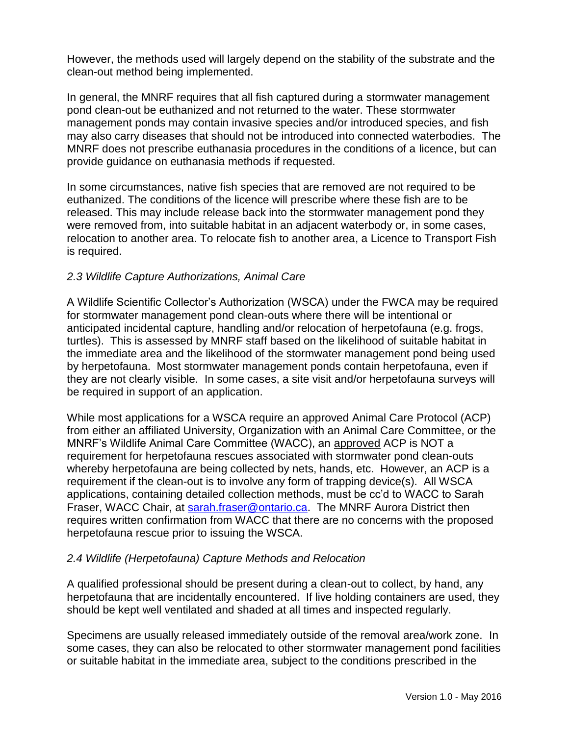However, the methods used will largely depend on the stability of the substrate and the clean-out method being implemented.

In general, the MNRF requires that all fish captured during a stormwater management pond clean-out be euthanized and not returned to the water. These stormwater management ponds may contain invasive species and/or introduced species, and fish may also carry diseases that should not be introduced into connected waterbodies. The MNRF does not prescribe euthanasia procedures in the conditions of a licence, but can provide guidance on euthanasia methods if requested.

In some circumstances, native fish species that are removed are not required to be euthanized. The conditions of the licence will prescribe where these fish are to be released. This may include release back into the stormwater management pond they were removed from, into suitable habitat in an adjacent waterbody or, in some cases, relocation to another area. To relocate fish to another area, a Licence to Transport Fish is required.

### *2.3 Wildlife Capture Authorizations, Animal Care*

A Wildlife Scientific Collector's Authorization (WSCA) under the FWCA may be required for stormwater management pond clean-outs where there will be intentional or anticipated incidental capture, handling and/or relocation of herpetofauna (e.g. frogs, turtles). This is assessed by MNRF staff based on the likelihood of suitable habitat in the immediate area and the likelihood of the stormwater management pond being used by herpetofauna. Most stormwater management ponds contain herpetofauna, even if they are not clearly visible. In some cases, a site visit and/or herpetofauna surveys will be required in support of an application.

While most applications for a WSCA require an approved Animal Care Protocol (ACP) from either an affiliated University, Organization with an Animal Care Committee, or the MNRF's Wildlife Animal Care Committee (WACC), an <u>approved</u> ACP is NOT a requirement for herpetofauna rescues associated with stormwater pond clean-outs whereby herpetofauna are being collected by nets, hands, etc. However, an ACP is a requirement if the clean-out is to involve any form of trapping device(s). All WSCA applications, containing detailed collection methods, must be cc'd to WACC to Sarah Fraser, WACC Chair, at [sarah.fraser@ontario.ca](mailto:sarah.fraser@ontario.ca). The MNRF Aurora District then requires written confirmation from WACC that there are no concerns with the proposed herpetofauna rescue prior to issuing the WSCA.

### *2.4 Wildlife (Herpetofauna) Capture Methods and Relocation*

A qualified professional should be present during a clean-out to collect, by hand, any herpetofauna that are incidentally encountered. If live holding containers are used, they should be kept well ventilated and shaded at all times and inspected regularly.

Specimens are usually released immediately outside of the removal area/work zone. In some cases, they can also be relocated to other stormwater management pond facilities or suitable habitat in the immediate area, subject to the conditions prescribed in the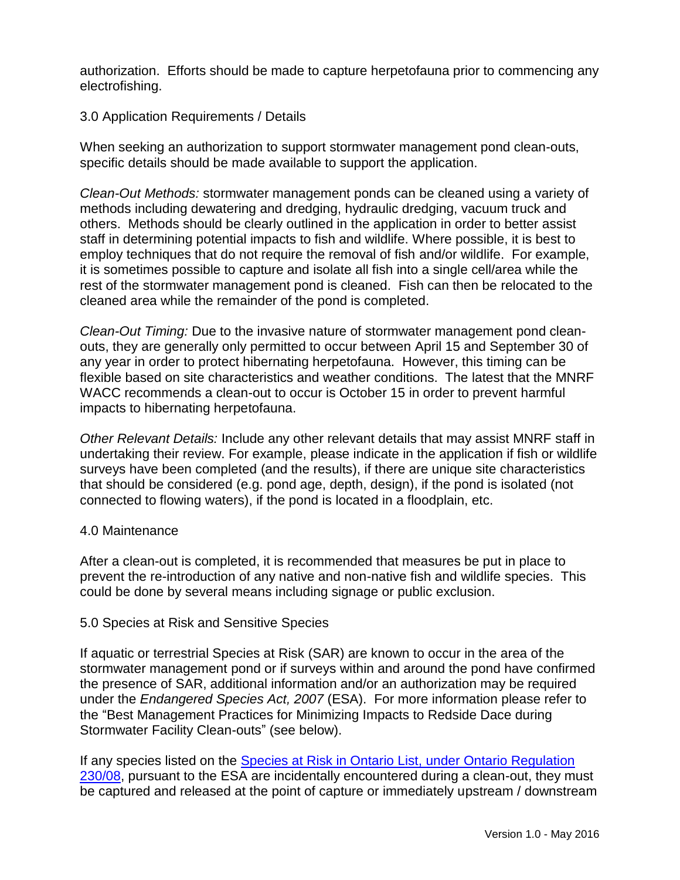authorization. Efforts should be made to capture herpetofauna prior to commencing any electrofishing.

## 3.0 Application Requirements / Details

When seeking an authorization to support stormwater management pond clean-outs, specific details should be made available to support the application.

*Clean-Out Methods:* stormwater management ponds can be cleaned using a variety of methods including dewatering and dredging, hydraulic dredging, vacuum truck and others. Methods should be clearly outlined in the application in order to better assist staff in determining potential impacts to fish and wildlife. Where possible, it is best to employ techniques that do not require the removal of fish and/or wildlife. For example, it is sometimes possible to capture and isolate all fish into a single cell/area while the rest of the stormwater management pond is cleaned. Fish can then be relocated to the cleaned area while the remainder of the pond is completed.

*Clean-Out Timing:* Due to the invasive nature of stormwater management pond clean-outs, they are generally only permitted to occur between April 15 and September 30 of any year in order to protect hibernating herpetofauna. However, this timing can be flexible based on site characteristics and weather conditions. The latest that the MNRF WACC recommends a clean-out to occur is October 15 in order to prevent harmful impacts to hibernating herpetofauna.

*Other Relevant Details:* Include any other relevant details that may assist MNRF staff in undertaking their review. For example, please indicate in the application if fish or wildlife surveys have been completed (and the results), if there are unique site characteristics that should be considered (e.g. pond age, depth, design), if the pond is isolated (not connected to flowing waters), if the pond is located in a floodplain, etc.

## 4.0 Maintenance

After a clean-out is completed, it is recommended that measures be put in place to prevent the re-introduction of any native and non-native fish and wildlife species. This could be done by several means including signage or public exclusion.

## 5.0 Species at Risk and Sensitive Species

If aquatic or terrestrial Species at Risk (SAR) are known to occur in the area of the stormwater management pond or if surveys within and around the pond have confirmed the presence of SAR, additional information and/or an authorization may be required under the *Endangered Species Act, 2007* (ESA). For more information please refer to the "Best Management Practices for Minimizing Impacts to Redside Dace during Stormwater Facility Clean-outs" (see below).

If any species listed on the [Species at Risk in Ontario List, under Ontario Regulation 230/08](), pursuant to the ESA are incidentally encountered during a clean-out, they must be captured and released at the point of capture or immediately upstream / downstream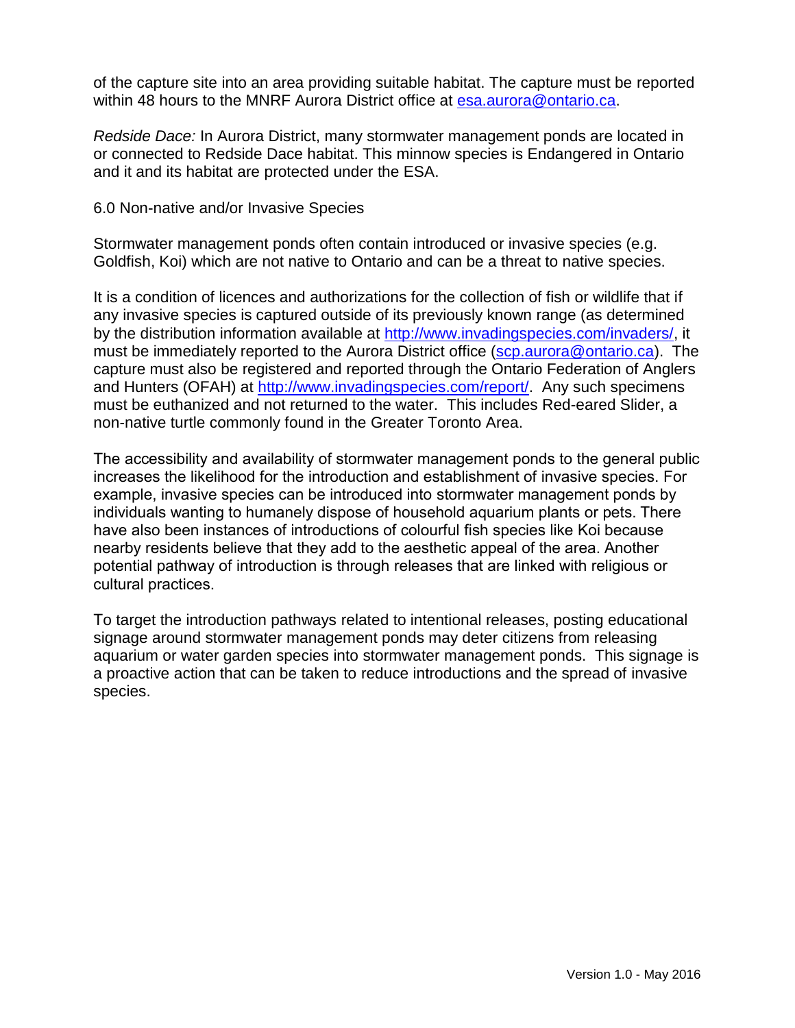of the capture site into an area providing suitable habitat. The capture must be reported within 48 hours to the MNRF Aurora District office at [esa.aurora@ontario.ca](mailto:esa.aurora@ontario.ca).

*Redside Dace:* In Aurora District, many stormwater management ponds are located in or connected to Redside Dace habitat. This minnow species is Endangered in Ontario and it and its habitat are protected under the ESA.

## 6.0 Non-native and/or Invasive Species

Stormwater management ponds often contain introduced or invasive species (e.g. Goldfish, Koi) which are not native to Ontario and can be a threat to native species.

It is a condition of licences and authorizations for the collection of fish or wildlife that if any invasive species is captured outside of its previously known range (as determined by the distribution information available at [http://www.invadingspecies.com/invaders/](http://www.invadingspecies.com/invaders/), it must be immediately reported to the Aurora District office ([scp.aurora@ontario.ca](mailto:scp.aurora@ontario.ca)). The capture must also be registered and reported through the Ontario Federation of Anglers and Hunters (OFAH) at [http://www.invadingspecies.com/report/](http://www.invadingspecies.com/report/). Any such specimens must be euthanized and not returned to the water. This includes Red-eared Slider, a non-native turtle commonly found in the Greater Toronto Area.

The accessibility and availability of stormwater management ponds to the general public increases the likelihood for the introduction and establishment of invasive species. For example, invasive species can be introduced into stormwater management ponds by individuals wanting to humanely dispose of household aquarium plants or pets. There have also been instances of introductions of colourful fish species like Koi because nearby residents believe that they add to the aesthetic appeal of the area. Another potential pathway of introduction is through releases that are linked with religious or cultural practices.

To target the introduction pathways related to intentional releases, posting educational signage around stormwater management ponds may deter citizens from releasing aquarium or water garden species into stormwater management ponds. This signage is a proactive action that can be taken to reduce introductions and the spread of invasive species.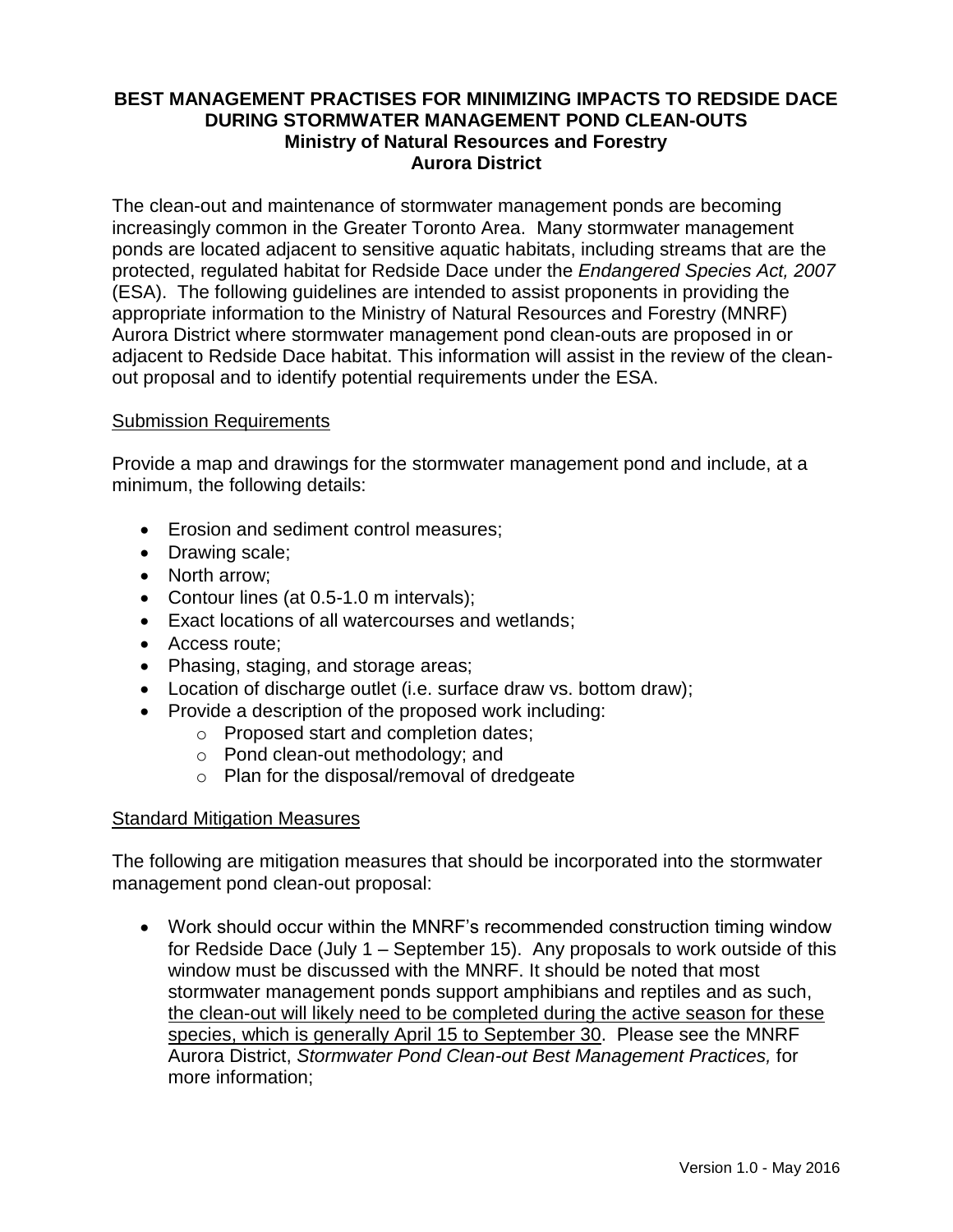**BEST MANAGEMENT PRACTISES FOR MINIMIZING IMPACTS TO REDSIDE DACE DURING STORMWATER MANAGEMENT POND CLEAN-OUTS**
**Ministry of Natural Resources and Forestry**
**Aurora District**

The clean-out and maintenance of stormwater management ponds are becoming increasingly common in the Greater Toronto Area. Many stormwater management ponds are located adjacent to sensitive aquatic habitats, including streams that are the protected, regulated habitat for Redside Dace under the *Endangered Species Act, 2007* (ESA). The following guidelines are intended to assist proponents in providing the appropriate information to the Ministry of Natural Resources and Forestry (MNRF) Aurora District where stormwater management pond clean-outs are proposed in or adjacent to Redside Dace habitat. This information will assist in the review of the clean-out proposal and to identify potential requirements under the ESA.

<u>Submission Requirements</u>

Provide a map and drawings for the stormwater management pond and include, at a minimum, the following details:

- Erosion and sediment control measures;
- Drawing scale;
- North arrow;
- Contour lines (at 0.5-1.0 m intervals);
- Exact locations of all watercourses and wetlands;
- Access route;
- Phasing, staging, and storage areas;
- Location of discharge outlet (i.e. surface draw vs. bottom draw);
- Provide a description of the proposed work including:
  - Proposed start and completion dates;
  - Pond clean-out methodology; and
  - Plan for the disposal/removal of dredgeate

<u>Standard Mitigation Measures</u>

The following are mitigation measures that should be incorporated into the stormwater management pond clean-out proposal:

- Work should occur within the MNRF's recommended construction timing window for Redside Dace (July 1 – September 15). Any proposals to work outside of this window must be discussed with the MNRF. It should be noted that most stormwater management ponds support amphibians and reptiles and as such, <u>the clean-out will likely need to be completed during the active season for these species, which is generally April 15 to September 30</u>. Please see the MNRF Aurora District, *Stormwater Pond Clean-out Best Management Practices,* for more information;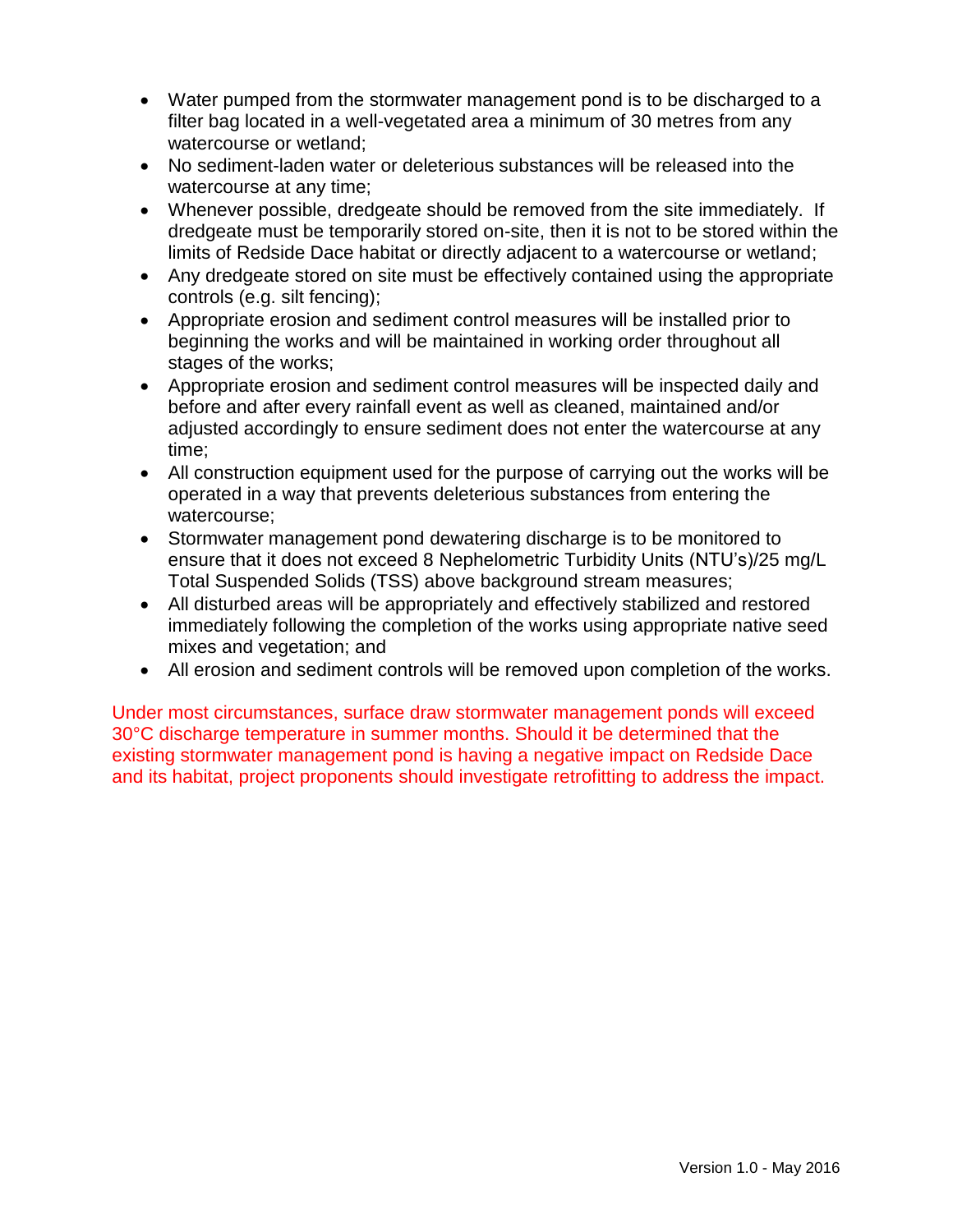- Water pumped from the stormwater management pond is to be discharged to a filter bag located in a well-vegetated area a minimum of 30 metres from any watercourse or wetland;
- No sediment-laden water or deleterious substances will be released into the watercourse at any time;
- Whenever possible, dredgeate should be removed from the site immediately. If dredgeate must be temporarily stored on-site, then it is not to be stored within the limits of Redside Dace habitat or directly adjacent to a watercourse or wetland;
- Any dredgeate stored on site must be effectively contained using the appropriate controls (e.g. silt fencing);
- Appropriate erosion and sediment control measures will be installed prior to beginning the works and will be maintained in working order throughout all stages of the works;
- Appropriate erosion and sediment control measures will be inspected daily and before and after every rainfall event as well as cleaned, maintained and/or adjusted accordingly to ensure sediment does not enter the watercourse at any time;
- All construction equipment used for the purpose of carrying out the works will be operated in a way that prevents deleterious substances from entering the watercourse;
- Stormwater management pond dewatering discharge is to be monitored to ensure that it does not exceed 8 Nephelometric Turbidity Units (NTU's)/25 mg/L Total Suspended Solids (TSS) above background stream measures;
- All disturbed areas will be appropriately and effectively stabilized and restored immediately following the completion of the works using appropriate native seed mixes and vegetation; and
- All erosion and sediment controls will be removed upon completion of the works.

Under most circumstances, surface draw stormwater management ponds will exceed 30°C discharge temperature in summer months. Should it be determined that the existing stormwater management pond is having a negative impact on Redside Dace and its habitat, project proponents should investigate retrofitting to address the impact.